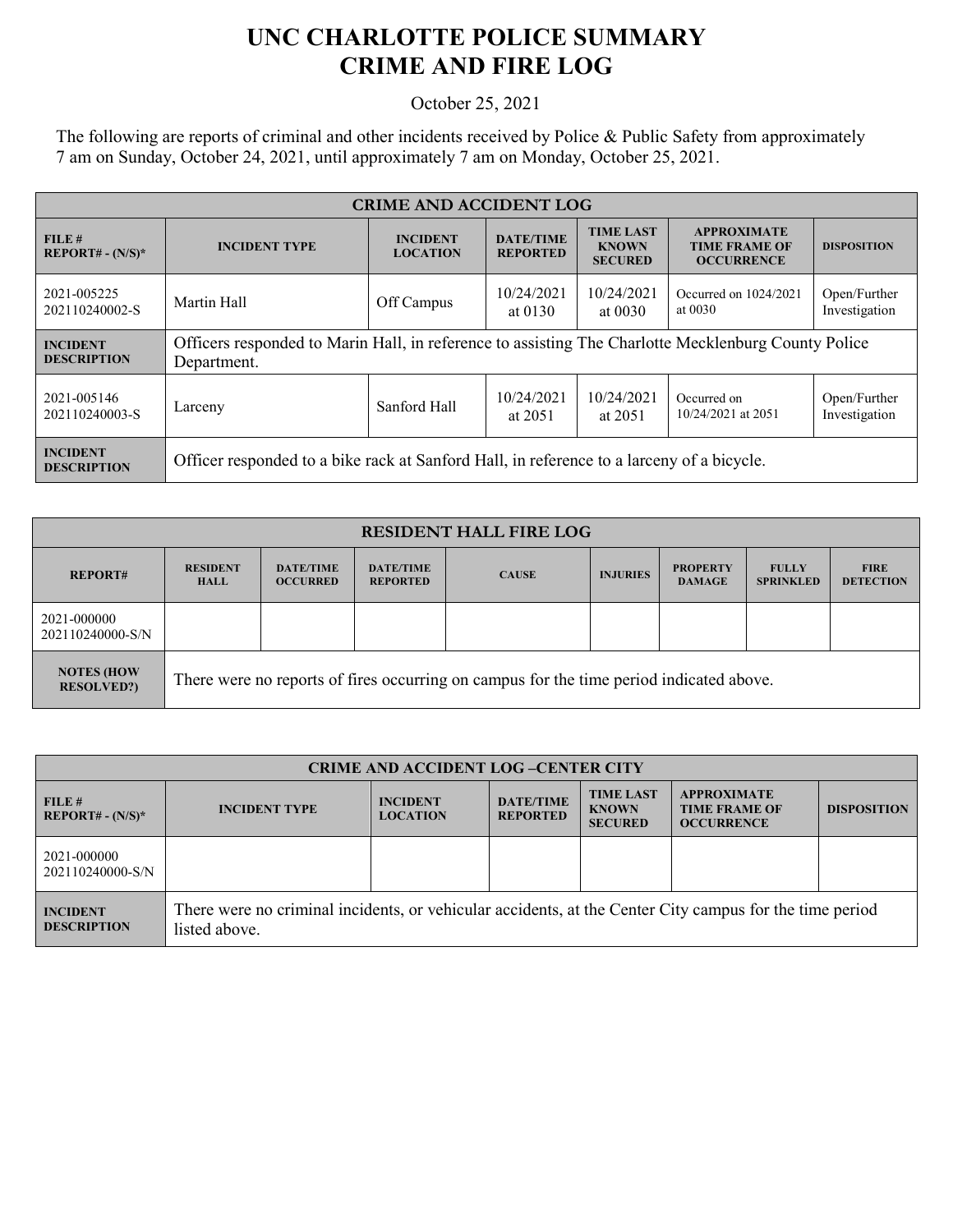# UNC CHARLOTTE POLICE SUMMARY
# CRIME AND FIRE LOG

October 25, 2021

The following are reports of criminal and other incidents received by Police & Public Safety from approximately 7 am on Sunday, October 24, 2021, until approximately 7 am on Monday, October 25, 2021.

| CRIME AND ACCIDENT LOG | | | | | | |
|---|---|---|---|---|---|---|
| **FILE # REPORT# - (N/S)*** | **INCIDENT TYPE** | **INCIDENT LOCATION** | **DATE/TIME REPORTED** | **TIME LAST KNOWN SECURED** | **APPROXIMATE TIME FRAME OF OCCURRENCE** | **DISPOSITION** |
| 2021-005225 202110240002-S | Martin Hall | Off Campus | 10/24/2021 at 0130 | 10/24/2021 at 0030 | Occurred on 1024/2021 at 0030 | Open/Further Investigation |
| **INCIDENT DESCRIPTION** | Officers responded to Marin Hall, in reference to assisting The Charlotte Mecklenburg County Police Department. | | | | | |
| 2021-005146 202110240003-S | Larceny | Sanford Hall | 10/24/2021 at 2051 | 10/24/2021 at 2051 | Occurred on 10/24/2021 at 2051 | Open/Further Investigation |
| **INCIDENT DESCRIPTION** | Officer responded to a bike rack at Sanford Hall, in reference to a larceny of a bicycle. | | | | | |

| RESIDENT HALL FIRE LOG | | | | | | | | |
|---|---|---|---|---|---|---|---|---|
| **REPORT#** | **RESIDENT HALL** | **DATE/TIME OCCURRED** | **DATE/TIME REPORTED** | **CAUSE** | **INJURIES** | **PROPERTY DAMAGE** | **FULLY SPRINKLED** | **FIRE DETECTION** |
| 2021-000000 202110240000-S/N | | | | | | | | |
| **NOTES (HOW RESOLVED?)** | There were no reports of fires occurring on campus for the time period indicated above. | | | | | | | |

| CRIME AND ACCIDENT LOG –CENTER CITY | | | | | | |
|---|---|---|---|---|---|---|
| **FILE # REPORT# - (N/S)*** | **INCIDENT TYPE** | **INCIDENT LOCATION** | **DATE/TIME REPORTED** | **TIME LAST KNOWN SECURED** | **APPROXIMATE TIME FRAME OF OCCURRENCE** | **DISPOSITION** |
| 2021-000000 202110240000-S/N | | | | | | |
| **INCIDENT DESCRIPTION** | There were no criminal incidents, or vehicular accidents, at the Center City campus for the time period listed above. | | | | | |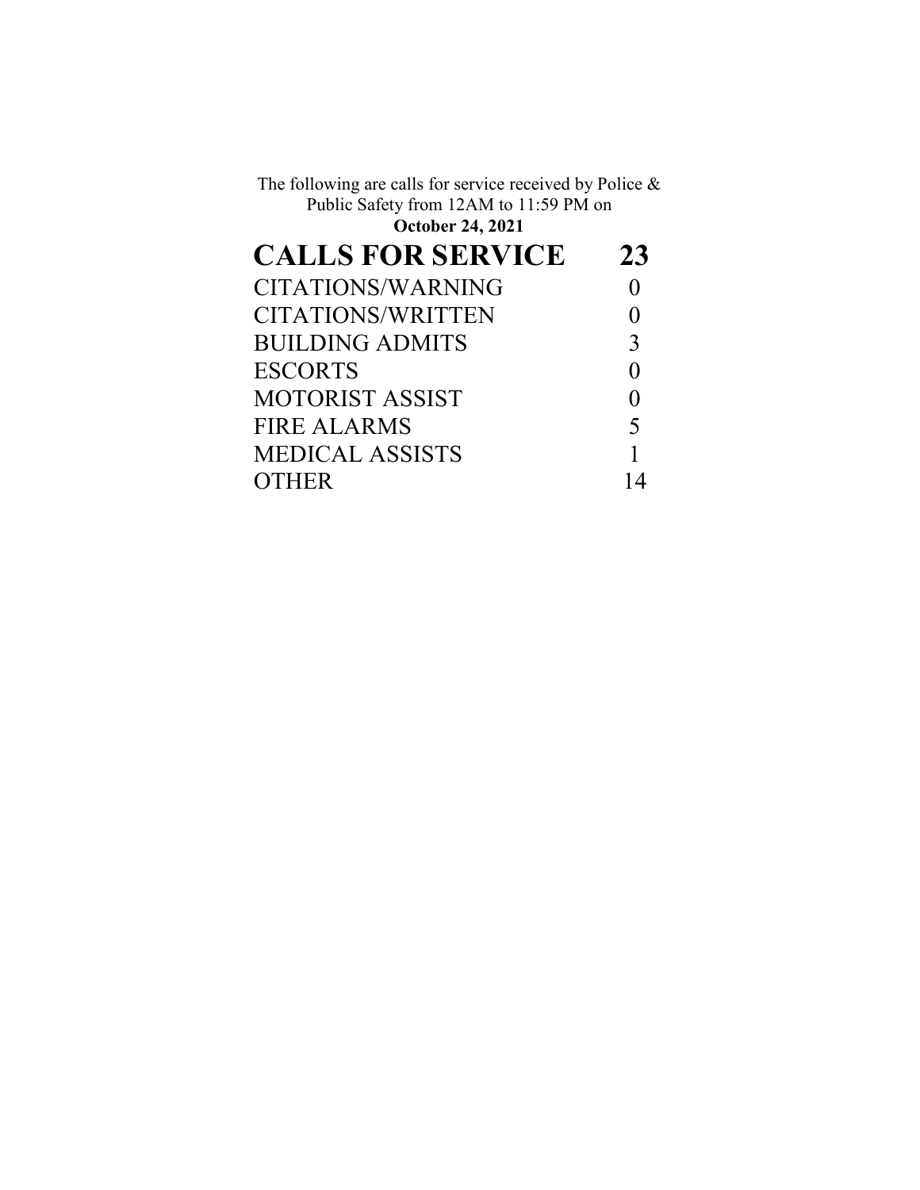The following are calls for service received by Police & Public Safety from 12AM to 11:59 PM on

**October 24, 2021**

| | |
|---|---|
| **CALLS FOR SERVICE** | **23** |
| CITATIONS/WARNING | 0 |
| CITATIONS/WRITTEN | 0 |
| BUILDING ADMITS | 3 |
| ESCORTS | 0 |
| MOTORIST ASSIST | 0 |
| FIRE ALARMS | 5 |
| MEDICAL ASSISTS | 1 |
| OTHER | 14 |